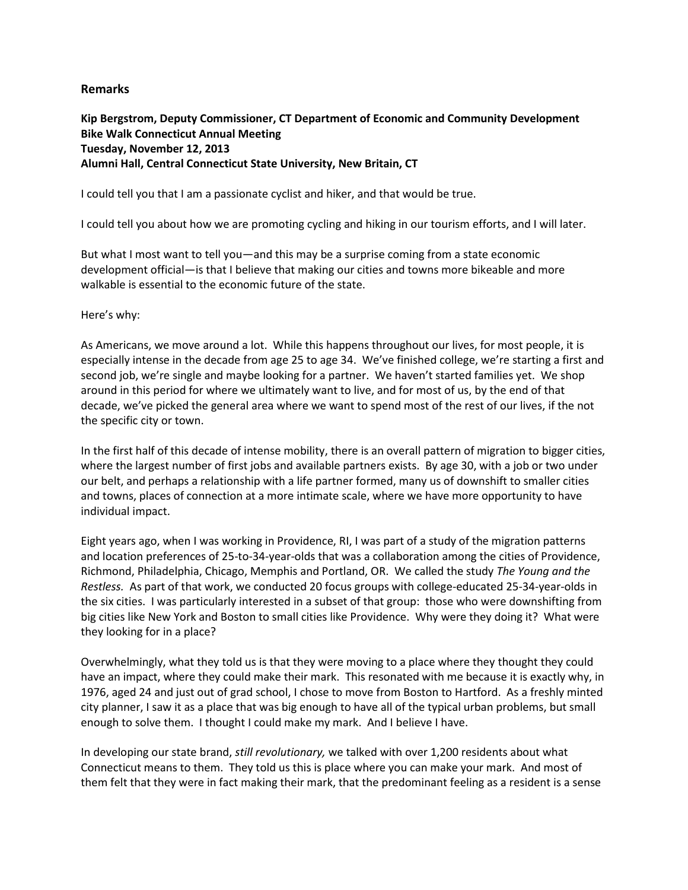## Remarks

**Kip Bergstrom, Deputy Commissioner, CT Department of Economic and Community Development**
**Bike Walk Connecticut Annual Meeting**
**Tuesday, November 12, 2013**
**Alumni Hall, Central Connecticut State University, New Britain, CT**

I could tell you that I am a passionate cyclist and hiker, and that would be true.

I could tell you about how we are promoting cycling and hiking in our tourism efforts, and I will later.

But what I most want to tell you—and this may be a surprise coming from a state economic development official—is that I believe that making our cities and towns more bikeable and more walkable is essential to the economic future of the state.

Here's why:

As Americans, we move around a lot. While this happens throughout our lives, for most people, it is especially intense in the decade from age 25 to age 34. We've finished college, we're starting a first and second job, we're single and maybe looking for a partner. We haven't started families yet. We shop around in this period for where we ultimately want to live, and for most of us, by the end of that decade, we've picked the general area where we want to spend most of the rest of our lives, if the not the specific city or town.

In the first half of this decade of intense mobility, there is an overall pattern of migration to bigger cities, where the largest number of first jobs and available partners exists. By age 30, with a job or two under our belt, and perhaps a relationship with a life partner formed, many us of downshift to smaller cities and towns, places of connection at a more intimate scale, where we have more opportunity to have individual impact.

Eight years ago, when I was working in Providence, RI, I was part of a study of the migration patterns and location preferences of 25-to-34-year-olds that was a collaboration among the cities of Providence, Richmond, Philadelphia, Chicago, Memphis and Portland, OR. We called the study *The Young and the Restless.* As part of that work, we conducted 20 focus groups with college-educated 25-34-year-olds in the six cities. I was particularly interested in a subset of that group: those who were downshifting from big cities like New York and Boston to small cities like Providence. Why were they doing it? What were they looking for in a place?

Overwhelmingly, what they told us is that they were moving to a place where they thought they could have an impact, where they could make their mark. This resonated with me because it is exactly why, in 1976, aged 24 and just out of grad school, I chose to move from Boston to Hartford. As a freshly minted city planner, I saw it as a place that was big enough to have all of the typical urban problems, but small enough to solve them. I thought I could make my mark. And I believe I have.

In developing our state brand, *still revolutionary,* we talked with over 1,200 residents about what Connecticut means to them. They told us this is place where you can make your mark. And most of them felt that they were in fact making their mark, that the predominant feeling as a resident is a sense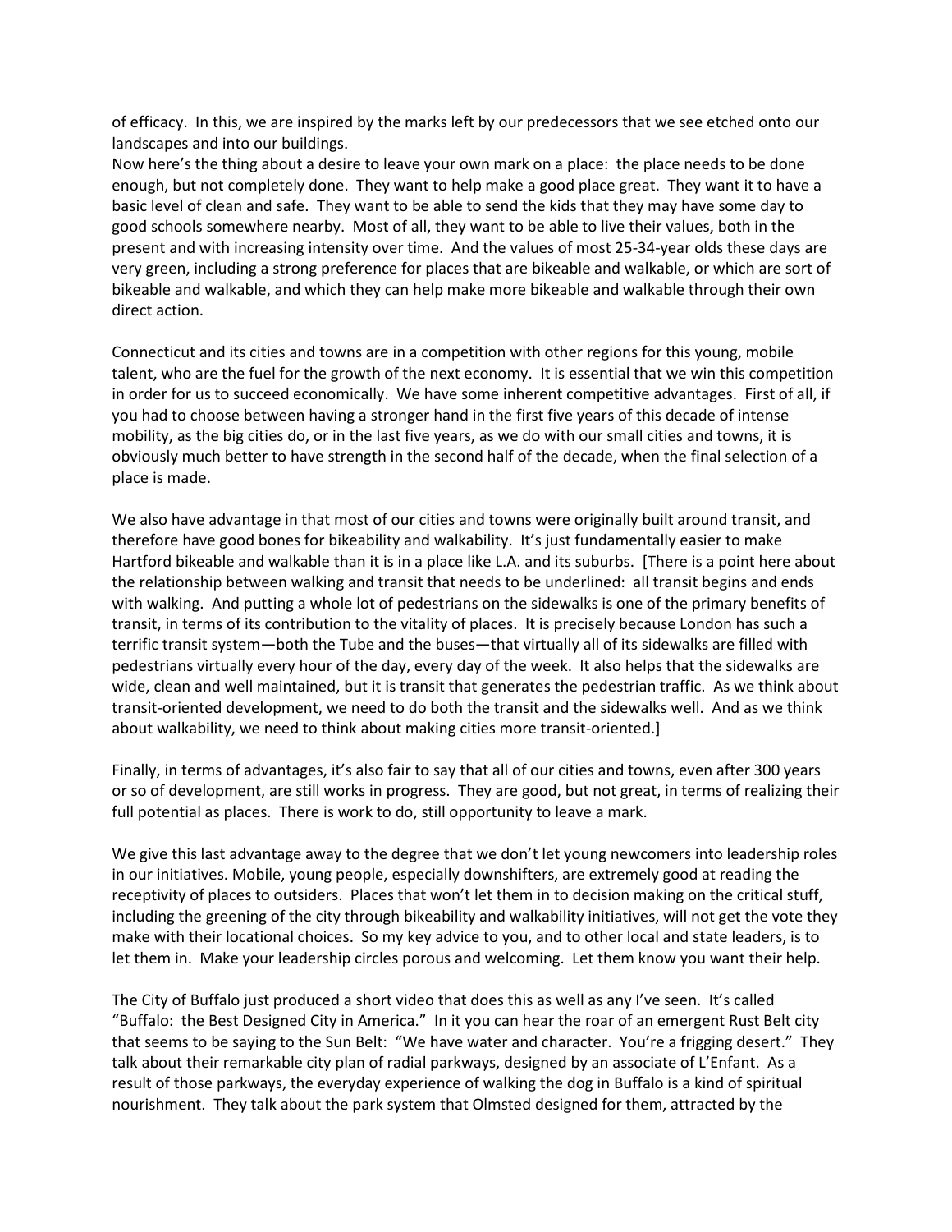of efficacy. In this, we are inspired by the marks left by our predecessors that we see etched onto our landscapes and into our buildings.

Now here's the thing about a desire to leave your own mark on a place: the place needs to be done enough, but not completely done. They want to help make a good place great. They want it to have a basic level of clean and safe. They want to be able to send the kids that they may have some day to good schools somewhere nearby. Most of all, they want to be able to live their values, both in the present and with increasing intensity over time. And the values of most 25-34-year olds these days are very green, including a strong preference for places that are bikeable and walkable, or which are sort of bikeable and walkable, and which they can help make more bikeable and walkable through their own direct action.

Connecticut and its cities and towns are in a competition with other regions for this young, mobile talent, who are the fuel for the growth of the next economy. It is essential that we win this competition in order for us to succeed economically. We have some inherent competitive advantages. First of all, if you had to choose between having a stronger hand in the first five years of this decade of intense mobility, as the big cities do, or in the last five years, as we do with our small cities and towns, it is obviously much better to have strength in the second half of the decade, when the final selection of a place is made.

We also have advantage in that most of our cities and towns were originally built around transit, and therefore have good bones for bikeability and walkability. It's just fundamentally easier to make Hartford bikeable and walkable than it is in a place like L.A. and its suburbs. [There is a point here about the relationship between walking and transit that needs to be underlined: all transit begins and ends with walking. And putting a whole lot of pedestrians on the sidewalks is one of the primary benefits of transit, in terms of its contribution to the vitality of places. It is precisely because London has such a terrific transit system—both the Tube and the buses—that virtually all of its sidewalks are filled with pedestrians virtually every hour of the day, every day of the week. It also helps that the sidewalks are wide, clean and well maintained, but it is transit that generates the pedestrian traffic. As we think about transit-oriented development, we need to do both the transit and the sidewalks well. And as we think about walkability, we need to think about making cities more transit-oriented.]

Finally, in terms of advantages, it's also fair to say that all of our cities and towns, even after 300 years or so of development, are still works in progress. They are good, but not great, in terms of realizing their full potential as places. There is work to do, still opportunity to leave a mark.

We give this last advantage away to the degree that we don't let young newcomers into leadership roles in our initiatives. Mobile, young people, especially downshifters, are extremely good at reading the receptivity of places to outsiders. Places that won't let them in to decision making on the critical stuff, including the greening of the city through bikeability and walkability initiatives, will not get the vote they make with their locational choices. So my key advice to you, and to other local and state leaders, is to let them in. Make your leadership circles porous and welcoming. Let them know you want their help.

The City of Buffalo just produced a short video that does this as well as any I've seen. It's called "Buffalo: the Best Designed City in America." In it you can hear the roar of an emergent Rust Belt city that seems to be saying to the Sun Belt: "We have water and character. You're a frigging desert." They talk about their remarkable city plan of radial parkways, designed by an associate of L'Enfant. As a result of those parkways, the everyday experience of walking the dog in Buffalo is a kind of spiritual nourishment. They talk about the park system that Olmsted designed for them, attracted by the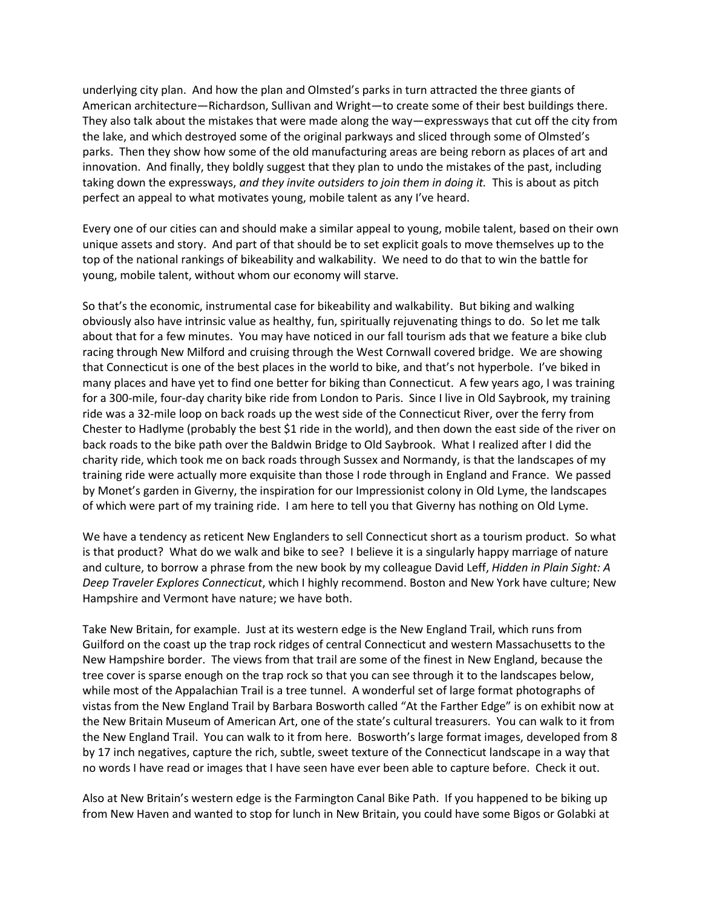underlying city plan. And how the plan and Olmsted's parks in turn attracted the three giants of American architecture—Richardson, Sullivan and Wright—to create some of their best buildings there. They also talk about the mistakes that were made along the way—expressways that cut off the city from the lake, and which destroyed some of the original parkways and sliced through some of Olmsted's parks. Then they show how some of the old manufacturing areas are being reborn as places of art and innovation. And finally, they boldly suggest that they plan to undo the mistakes of the past, including taking down the expressways, *and they invite outsiders to join them in doing it.* This is about as pitch perfect an appeal to what motivates young, mobile talent as any I've heard.

Every one of our cities can and should make a similar appeal to young, mobile talent, based on their own unique assets and story. And part of that should be to set explicit goals to move themselves up to the top of the national rankings of bikeability and walkability. We need to do that to win the battle for young, mobile talent, without whom our economy will starve.

So that's the economic, instrumental case for bikeability and walkability. But biking and walking obviously also have intrinsic value as healthy, fun, spiritually rejuvenating things to do. So let me talk about that for a few minutes. You may have noticed in our fall tourism ads that we feature a bike club racing through New Milford and cruising through the West Cornwall covered bridge. We are showing that Connecticut is one of the best places in the world to bike, and that's not hyperbole. I've biked in many places and have yet to find one better for biking than Connecticut. A few years ago, I was training for a 300-mile, four-day charity bike ride from London to Paris. Since I live in Old Saybrook, my training ride was a 32-mile loop on back roads up the west side of the Connecticut River, over the ferry from Chester to Hadlyme (probably the best $1 ride in the world), and then down the east side of the river on back roads to the bike path over the Baldwin Bridge to Old Saybrook. What I realized after I did the charity ride, which took me on back roads through Sussex and Normandy, is that the landscapes of my training ride were actually more exquisite than those I rode through in England and France. We passed by Monet's garden in Giverny, the inspiration for our Impressionist colony in Old Lyme, the landscapes of which were part of my training ride. I am here to tell you that Giverny has nothing on Old Lyme.

We have a tendency as reticent New Englanders to sell Connecticut short as a tourism product. So what is that product? What do we walk and bike to see? I believe it is a singularly happy marriage of nature and culture, to borrow a phrase from the new book by my colleague David Leff, *Hidden in Plain Sight: A Deep Traveler Explores Connecticut*, which I highly recommend. Boston and New York have culture; New Hampshire and Vermont have nature; we have both.

Take New Britain, for example. Just at its western edge is the New England Trail, which runs from Guilford on the coast up the trap rock ridges of central Connecticut and western Massachusetts to the New Hampshire border. The views from that trail are some of the finest in New England, because the tree cover is sparse enough on the trap rock so that you can see through it to the landscapes below, while most of the Appalachian Trail is a tree tunnel. A wonderful set of large format photographs of vistas from the New England Trail by Barbara Bosworth called "At the Farther Edge" is on exhibit now at the New Britain Museum of American Art, one of the state's cultural treasurers. You can walk to it from the New England Trail. You can walk to it from here. Bosworth's large format images, developed from 8 by 17 inch negatives, capture the rich, subtle, sweet texture of the Connecticut landscape in a way that no words I have read or images that I have seen have ever been able to capture before. Check it out.

Also at New Britain's western edge is the Farmington Canal Bike Path. If you happened to be biking up from New Haven and wanted to stop for lunch in New Britain, you could have some Bigos or Golabki at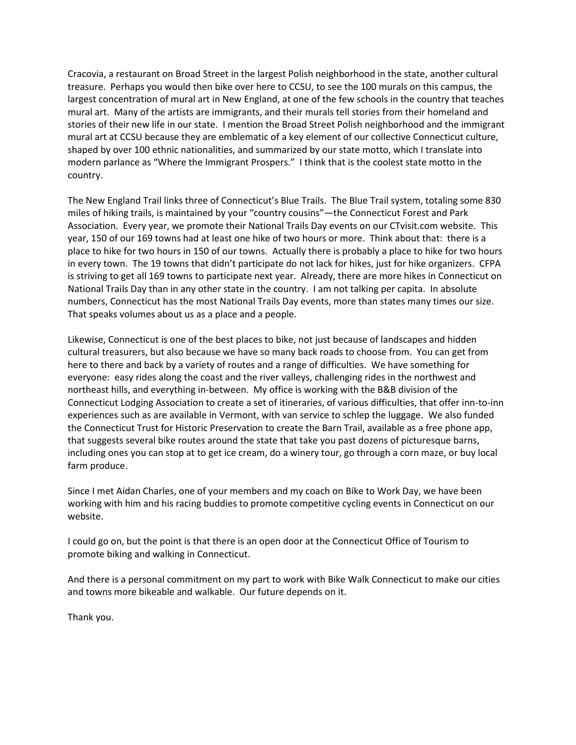Cracovia, a restaurant on Broad Street in the largest Polish neighborhood in the state, another cultural treasure. Perhaps you would then bike over here to CCSU, to see the 100 murals on this campus, the largest concentration of mural art in New England, at one of the few schools in the country that teaches mural art. Many of the artists are immigrants, and their murals tell stories from their homeland and stories of their new life in our state. I mention the Broad Street Polish neighborhood and the immigrant mural art at CCSU because they are emblematic of a key element of our collective Connecticut culture, shaped by over 100 ethnic nationalities, and summarized by our state motto, which I translate into modern parlance as "Where the Immigrant Prospers." I think that is the coolest state motto in the country.

The New England Trail links three of Connecticut's Blue Trails. The Blue Trail system, totaling some 830 miles of hiking trails, is maintained by your "country cousins"—the Connecticut Forest and Park Association. Every year, we promote their National Trails Day events on our CTvisit.com website. This year, 150 of our 169 towns had at least one hike of two hours or more. Think about that: there is a place to hike for two hours in 150 of our towns. Actually there is probably a place to hike for two hours in every town. The 19 towns that didn't participate do not lack for hikes, just for hike organizers. CFPA is striving to get all 169 towns to participate next year. Already, there are more hikes in Connecticut on National Trails Day than in any other state in the country. I am not talking per capita. In absolute numbers, Connecticut has the most National Trails Day events, more than states many times our size. That speaks volumes about us as a place and a people.

Likewise, Connecticut is one of the best places to bike, not just because of landscapes and hidden cultural treasurers, but also because we have so many back roads to choose from. You can get from here to there and back by a variety of routes and a range of difficulties. We have something for everyone: easy rides along the coast and the river valleys, challenging rides in the northwest and northeast hills, and everything in-between. My office is working with the B&B division of the Connecticut Lodging Association to create a set of itineraries, of various difficulties, that offer inn-to-inn experiences such as are available in Vermont, with van service to schlep the luggage. We also funded the Connecticut Trust for Historic Preservation to create the Barn Trail, available as a free phone app, that suggests several bike routes around the state that take you past dozens of picturesque barns, including ones you can stop at to get ice cream, do a winery tour, go through a corn maze, or buy local farm produce.

Since I met Aidan Charles, one of your members and my coach on Bike to Work Day, we have been working with him and his racing buddies to promote competitive cycling events in Connecticut on our website.

I could go on, but the point is that there is an open door at the Connecticut Office of Tourism to promote biking and walking in Connecticut.

And there is a personal commitment on my part to work with Bike Walk Connecticut to make our cities and towns more bikeable and walkable. Our future depends on it.

Thank you.